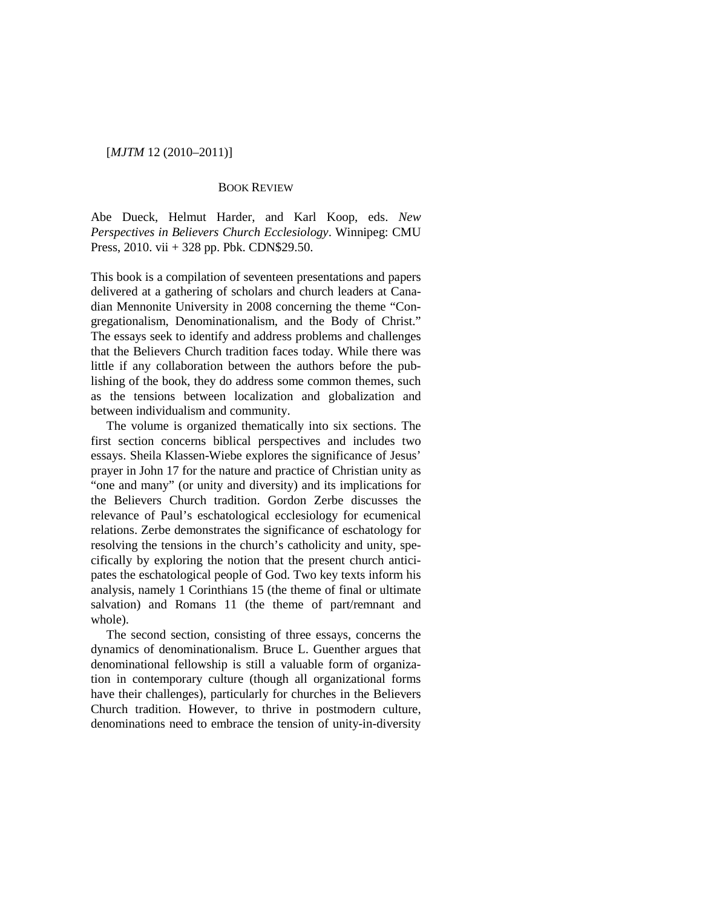# BOOK REVIEW

Abe Dueck, Helmut Harder, and Karl Koop, eds. *New Perspectives in Believers Church Ecclesiology*. Winnipeg: CMU Press, 2010. vii + 328 pp. Pbk. CDN$29.50.

This book is a compilation of seventeen presentations and papers delivered at a gathering of scholars and church leaders at Canadian Mennonite University in 2008 concerning the theme "Congregationalism, Denominationalism, and the Body of Christ." The essays seek to identify and address problems and challenges that the Believers Church tradition faces today. While there was little if any collaboration between the authors before the publishing of the book, they do address some common themes, such as the tensions between localization and globalization and between individualism and community.

The volume is organized thematically into six sections. The first section concerns biblical perspectives and includes two essays. Sheila Klassen-Wiebe explores the significance of Jesus' prayer in John 17 for the nature and practice of Christian unity as "one and many" (or unity and diversity) and its implications for the Believers Church tradition. Gordon Zerbe discusses the relevance of Paul's eschatological ecclesiology for ecumenical relations. Zerbe demonstrates the significance of eschatology for resolving the tensions in the church's catholicity and unity, specifically by exploring the notion that the present church anticipates the eschatological people of God. Two key texts inform his analysis, namely 1 Corinthians 15 (the theme of final or ultimate salvation) and Romans 11 (the theme of part/remnant and whole).

The second section, consisting of three essays, concerns the dynamics of denominationalism. Bruce L. Guenther argues that denominational fellowship is still a valuable form of organization in contemporary culture (though all organizational forms have their challenges), particularly for churches in the Believers Church tradition. However, to thrive in postmodern culture, denominations need to embrace the tension of unity-in-diversity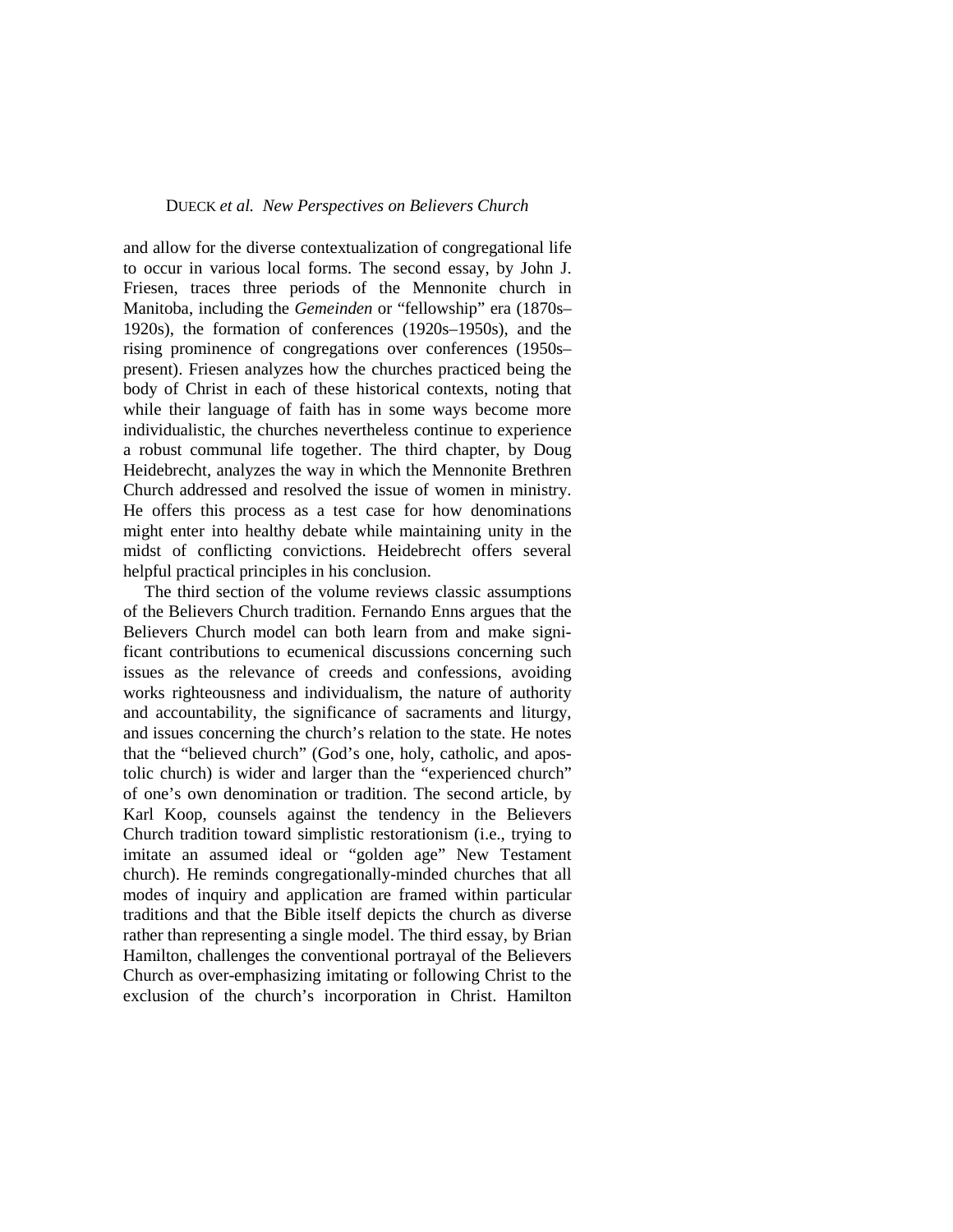and allow for the diverse contextualization of congregational life to occur in various local forms. The second essay, by John J. Friesen, traces three periods of the Mennonite church in Manitoba, including the *Gemeinden* or "fellowship" era (1870s–1920s), the formation of conferences (1920s–1950s), and the rising prominence of congregations over conferences (1950s–present). Friesen analyzes how the churches practiced being the body of Christ in each of these historical contexts, noting that while their language of faith has in some ways become more individualistic, the churches nevertheless continue to experience a robust communal life together. The third chapter, by Doug Heidebrecht, analyzes the way in which the Mennonite Brethren Church addressed and resolved the issue of women in ministry. He offers this process as a test case for how denominations might enter into healthy debate while maintaining unity in the midst of conflicting convictions. Heidebrecht offers several helpful practical principles in his conclusion.

The third section of the volume reviews classic assumptions of the Believers Church tradition. Fernando Enns argues that the Believers Church model can both learn from and make significant contributions to ecumenical discussions concerning such issues as the relevance of creeds and confessions, avoiding works righteousness and individualism, the nature of authority and accountability, the significance of sacraments and liturgy, and issues concerning the church's relation to the state. He notes that the "believed church" (God's one, holy, catholic, and apostolic church) is wider and larger than the "experienced church" of one's own denomination or tradition. The second article, by Karl Koop, counsels against the tendency in the Believers Church tradition toward simplistic restorationism (i.e., trying to imitate an assumed ideal or "golden age" New Testament church). He reminds congregationally-minded churches that all modes of inquiry and application are framed within particular traditions and that the Bible itself depicts the church as diverse rather than representing a single model. The third essay, by Brian Hamilton, challenges the conventional portrayal of the Believers Church as over-emphasizing imitating or following Christ to the exclusion of the church's incorporation in Christ. Hamilton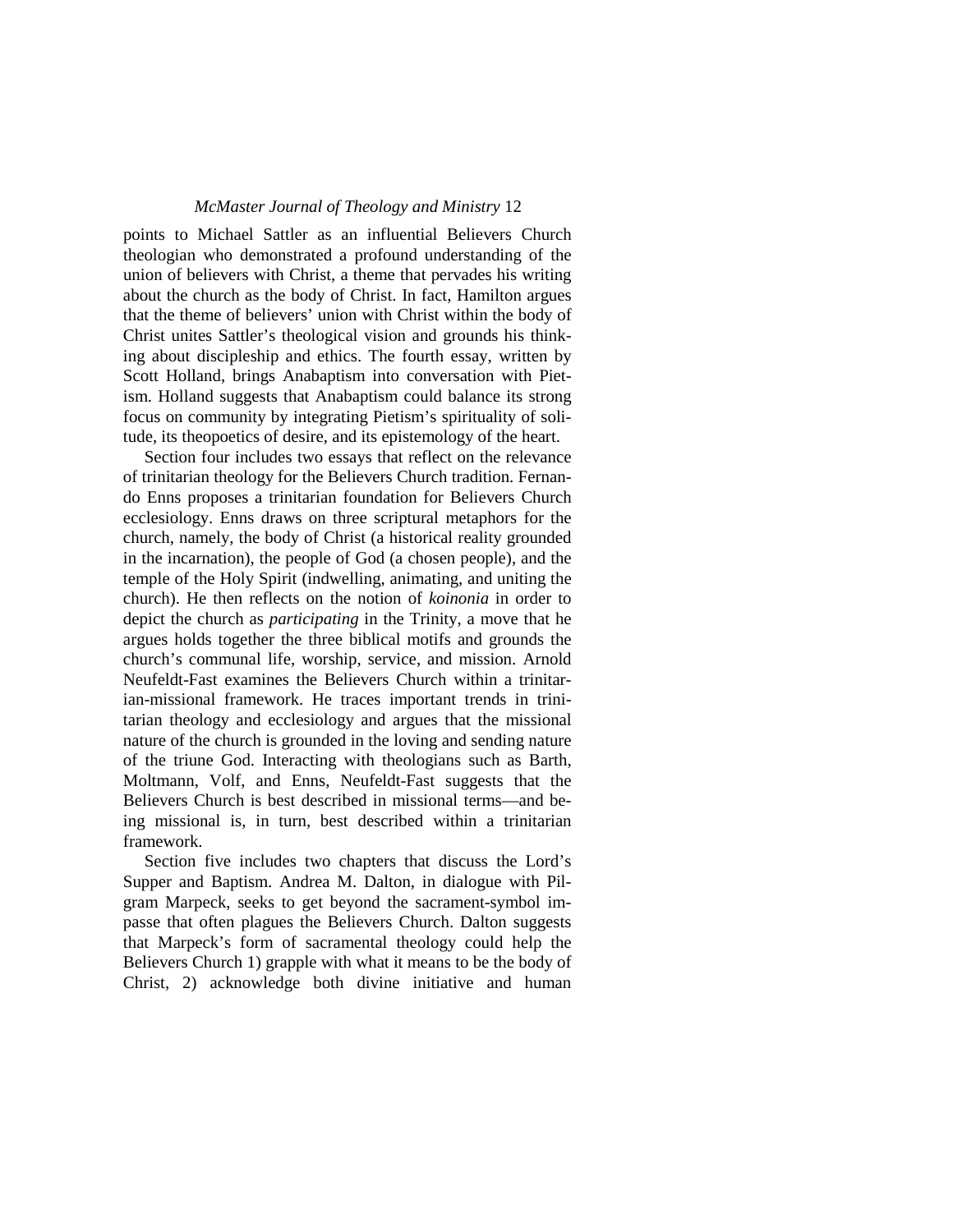points to Michael Sattler as an influential Believers Church theologian who demonstrated a profound understanding of the union of believers with Christ, a theme that pervades his writing about the church as the body of Christ. In fact, Hamilton argues that the theme of believers' union with Christ within the body of Christ unites Sattler's theological vision and grounds his thinking about discipleship and ethics. The fourth essay, written by Scott Holland, brings Anabaptism into conversation with Pietism. Holland suggests that Anabaptism could balance its strong focus on community by integrating Pietism's spirituality of solitude, its theopoetics of desire, and its epistemology of the heart.

Section four includes two essays that reflect on the relevance of trinitarian theology for the Believers Church tradition. Fernando Enns proposes a trinitarian foundation for Believers Church ecclesiology. Enns draws on three scriptural metaphors for the church, namely, the body of Christ (a historical reality grounded in the incarnation), the people of God (a chosen people), and the temple of the Holy Spirit (indwelling, animating, and uniting the church). He then reflects on the notion of *koinonia* in order to depict the church as *participating* in the Trinity, a move that he argues holds together the three biblical motifs and grounds the church's communal life, worship, service, and mission. Arnold Neufeldt-Fast examines the Believers Church within a trinitarian-missional framework. He traces important trends in trinitarian theology and ecclesiology and argues that the missional nature of the church is grounded in the loving and sending nature of the triune God. Interacting with theologians such as Barth, Moltmann, Volf, and Enns, Neufeldt-Fast suggests that the Believers Church is best described in missional terms—and being missional is, in turn, best described within a trinitarian framework.

Section five includes two chapters that discuss the Lord's Supper and Baptism. Andrea M. Dalton, in dialogue with Pilgram Marpeck, seeks to get beyond the sacrament-symbol impasse that often plagues the Believers Church. Dalton suggests that Marpeck's form of sacramental theology could help the Believers Church 1) grapple with what it means to be the body of Christ, 2) acknowledge both divine initiative and human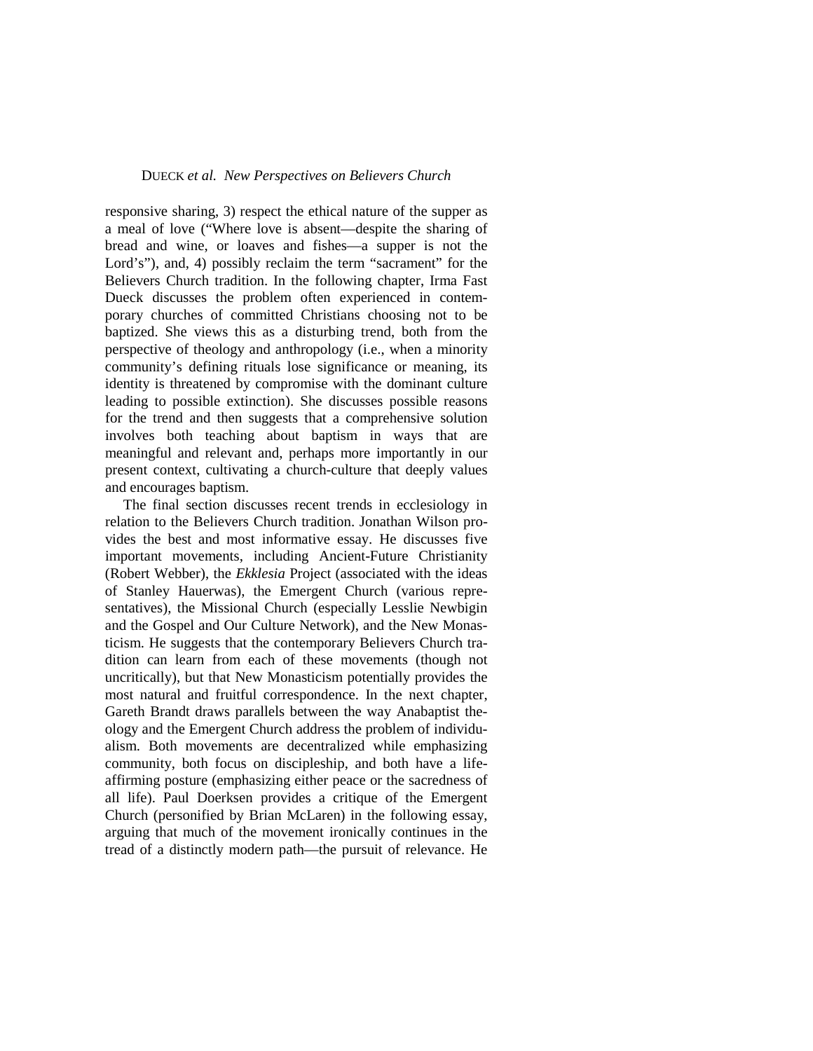responsive sharing, 3) respect the ethical nature of the supper as a meal of love ("Where love is absent—despite the sharing of bread and wine, or loaves and fishes—a supper is not the Lord's"), and, 4) possibly reclaim the term "sacrament" for the Believers Church tradition. In the following chapter, Irma Fast Dueck discusses the problem often experienced in contemporary churches of committed Christians choosing not to be baptized. She views this as a disturbing trend, both from the perspective of theology and anthropology (i.e., when a minority community's defining rituals lose significance or meaning, its identity is threatened by compromise with the dominant culture leading to possible extinction). She discusses possible reasons for the trend and then suggests that a comprehensive solution involves both teaching about baptism in ways that are meaningful and relevant and, perhaps more importantly in our present context, cultivating a church-culture that deeply values and encourages baptism.

The final section discusses recent trends in ecclesiology in relation to the Believers Church tradition. Jonathan Wilson provides the best and most informative essay. He discusses five important movements, including Ancient-Future Christianity (Robert Webber), the *Ekklesia* Project (associated with the ideas of Stanley Hauerwas), the Emergent Church (various representatives), the Missional Church (especially Lesslie Newbigin and the Gospel and Our Culture Network), and the New Monasticism. He suggests that the contemporary Believers Church tradition can learn from each of these movements (though not uncritically), but that New Monasticism potentially provides the most natural and fruitful correspondence. In the next chapter, Gareth Brandt draws parallels between the way Anabaptist theology and the Emergent Church address the problem of individualism. Both movements are decentralized while emphasizing community, both focus on discipleship, and both have a life-affirming posture (emphasizing either peace or the sacredness of all life). Paul Doerksen provides a critique of the Emergent Church (personified by Brian McLaren) in the following essay, arguing that much of the movement ironically continues in the tread of a distinctly modern path—the pursuit of relevance. He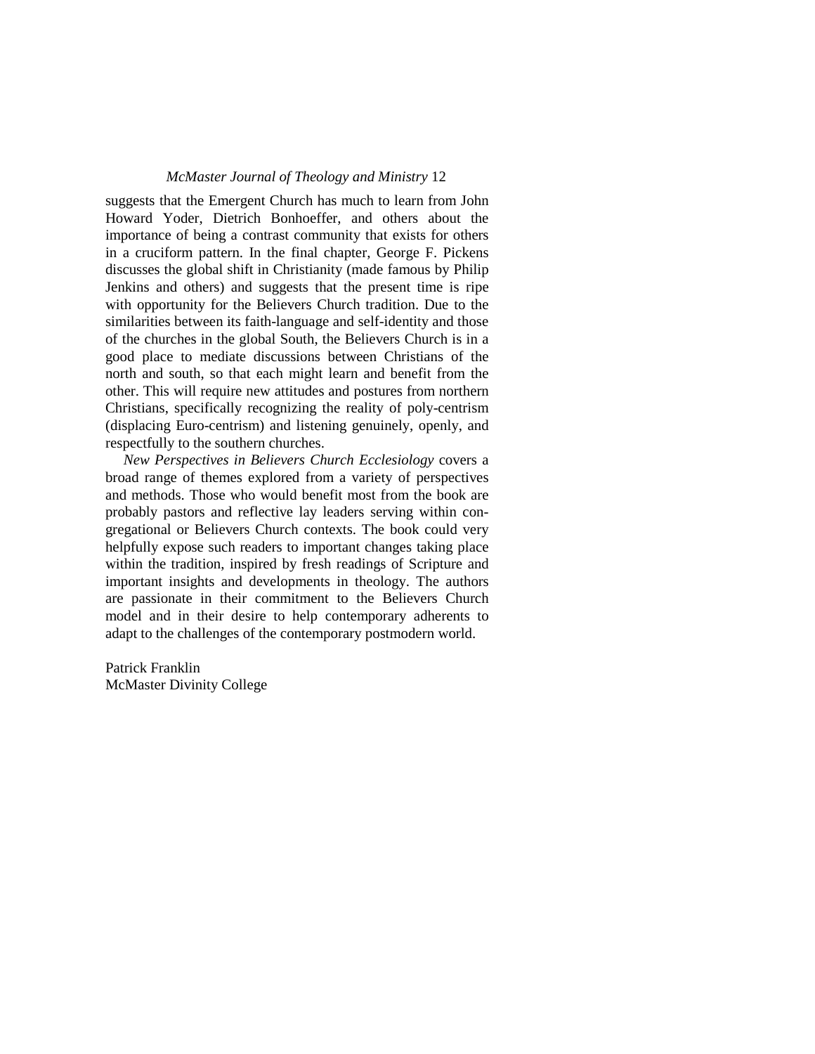suggests that the Emergent Church has much to learn from John Howard Yoder, Dietrich Bonhoeffer, and others about the importance of being a contrast community that exists for others in a cruciform pattern. In the final chapter, George F. Pickens discusses the global shift in Christianity (made famous by Philip Jenkins and others) and suggests that the present time is ripe with opportunity for the Believers Church tradition. Due to the similarities between its faith-language and self-identity and those of the churches in the global South, the Believers Church is in a good place to mediate discussions between Christians of the north and south, so that each might learn and benefit from the other. This will require new attitudes and postures from northern Christians, specifically recognizing the reality of poly-centrism (displacing Euro-centrism) and listening genuinely, openly, and respectfully to the southern churches.

*New Perspectives in Believers Church Ecclesiology* covers a broad range of themes explored from a variety of perspectives and methods. Those who would benefit most from the book are probably pastors and reflective lay leaders serving within congregational or Believers Church contexts. The book could very helpfully expose such readers to important changes taking place within the tradition, inspired by fresh readings of Scripture and important insights and developments in theology. The authors are passionate in their commitment to the Believers Church model and in their desire to help contemporary adherents to adapt to the challenges of the contemporary postmodern world.

Patrick Franklin
McMaster Divinity College